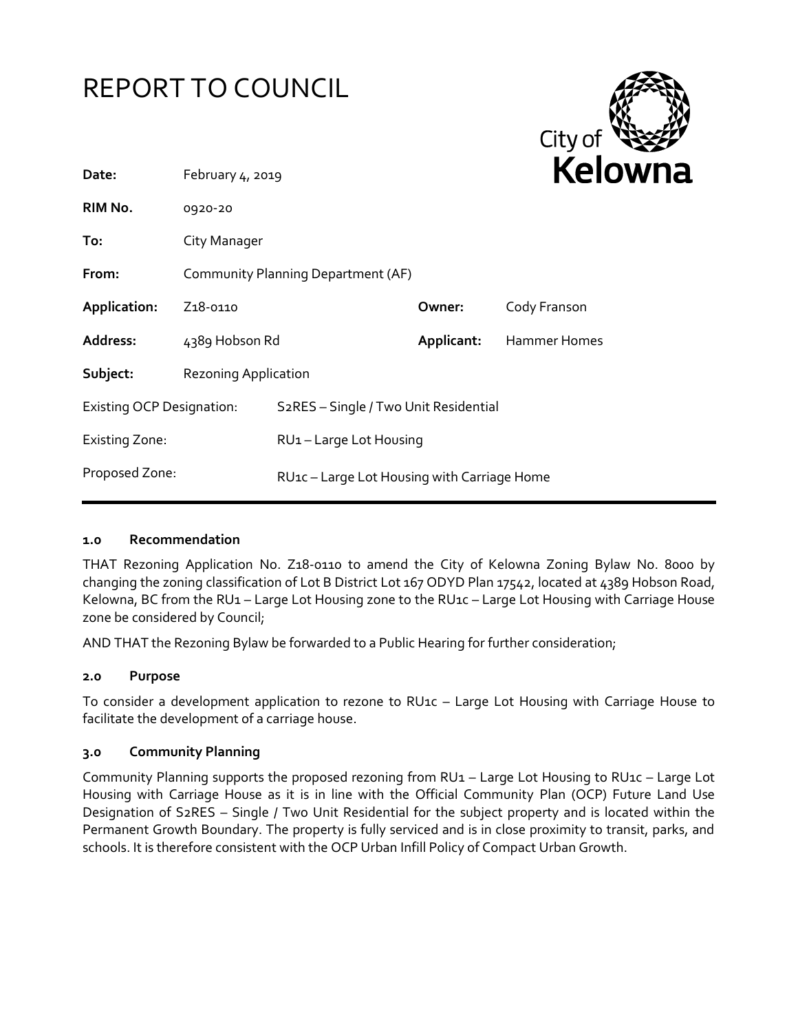# REPORT TO COUNCIL

City of **Kelowna**

| | | | |
|---|---|---|---|
| **Date:** | February 4, 2019 | | |
| **RIM No.** | 0920-20 | | |
| **To:** | City Manager | | |
| **From:** | Community Planning Department (AF) | | |
| **Application:** | Z18-0110 | **Owner:** | Cody Franson |
| **Address:** | 4389 Hobson Rd | **Applicant:** | Hammer Homes |
| **Subject:** | Rezoning Application | | |

| | |
|---|---|
| Existing OCP Designation: | S2RES – Single / Two Unit Residential |
| Existing Zone: | RU1 – Large Lot Housing |
| Proposed Zone: | RU1c – Large Lot Housing with Carriage Home |

## 1.0 Recommendation

THAT Rezoning Application No. Z18-0110 to amend the City of Kelowna Zoning Bylaw No. 8000 by changing the zoning classification of Lot B District Lot 167 ODYD Plan 17542, located at 4389 Hobson Road, Kelowna, BC from the RU1 – Large Lot Housing zone to the RU1c – Large Lot Housing with Carriage House zone be considered by Council;

AND THAT the Rezoning Bylaw be forwarded to a Public Hearing for further consideration;

## 2.0 Purpose

To consider a development application to rezone to RU1c – Large Lot Housing with Carriage House to facilitate the development of a carriage house.

## 3.0 Community Planning

Community Planning supports the proposed rezoning from RU1 – Large Lot Housing to RU1c – Large Lot Housing with Carriage House as it is in line with the Official Community Plan (OCP) Future Land Use Designation of S2RES – Single / Two Unit Residential for the subject property and is located within the Permanent Growth Boundary. The property is fully serviced and is in close proximity to transit, parks, and schools. It is therefore consistent with the OCP Urban Infill Policy of Compact Urban Growth.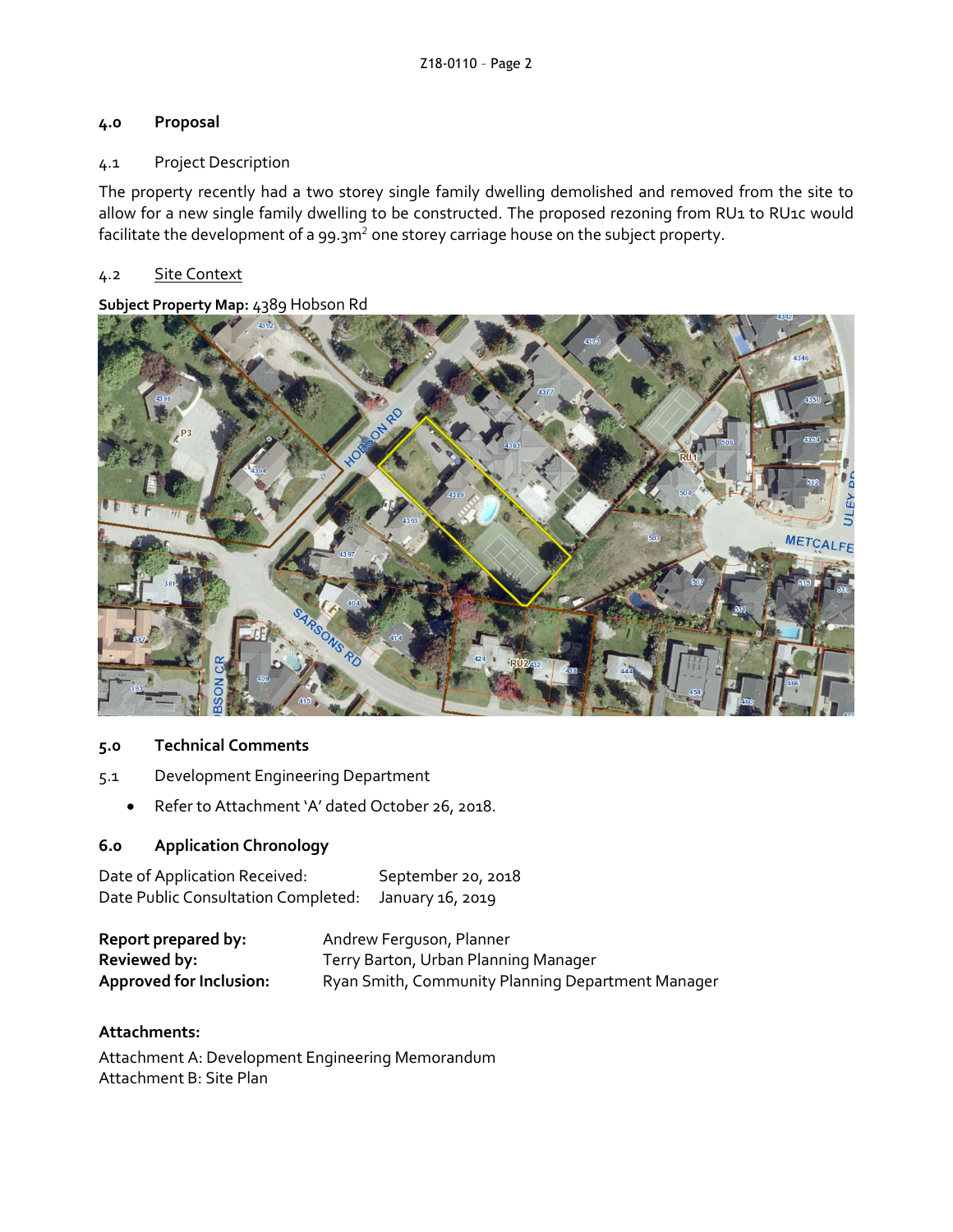## 4.0 Proposal

### 4.1 Project Description

The property recently had a two storey single family dwelling demolished and removed from the site to allow for a new single family dwelling to be constructed. The proposed rezoning from RU1 to RU1c would facilitate the development of a 99.3m$^2$ one storey carriage house on the subject property.

### 4.2 Site Context

**Subject Property Map:** 4389 Hobson Rd

## 5.0 Technical Comments

### 5.1 Development Engineering Department

- Refer to Attachment 'A' dated October 26, 2018.

## 6.0 Application Chronology

Date of Application Received: September 20, 2018
Date Public Consultation Completed: January 16, 2019

**Report prepared by:** Andrew Ferguson, Planner
**Reviewed by:** Terry Barton, Urban Planning Manager
**Approved for Inclusion:** Ryan Smith, Community Planning Department Manager

**Attachments:**

Attachment A: Development Engineering Memorandum
Attachment B: Site Plan